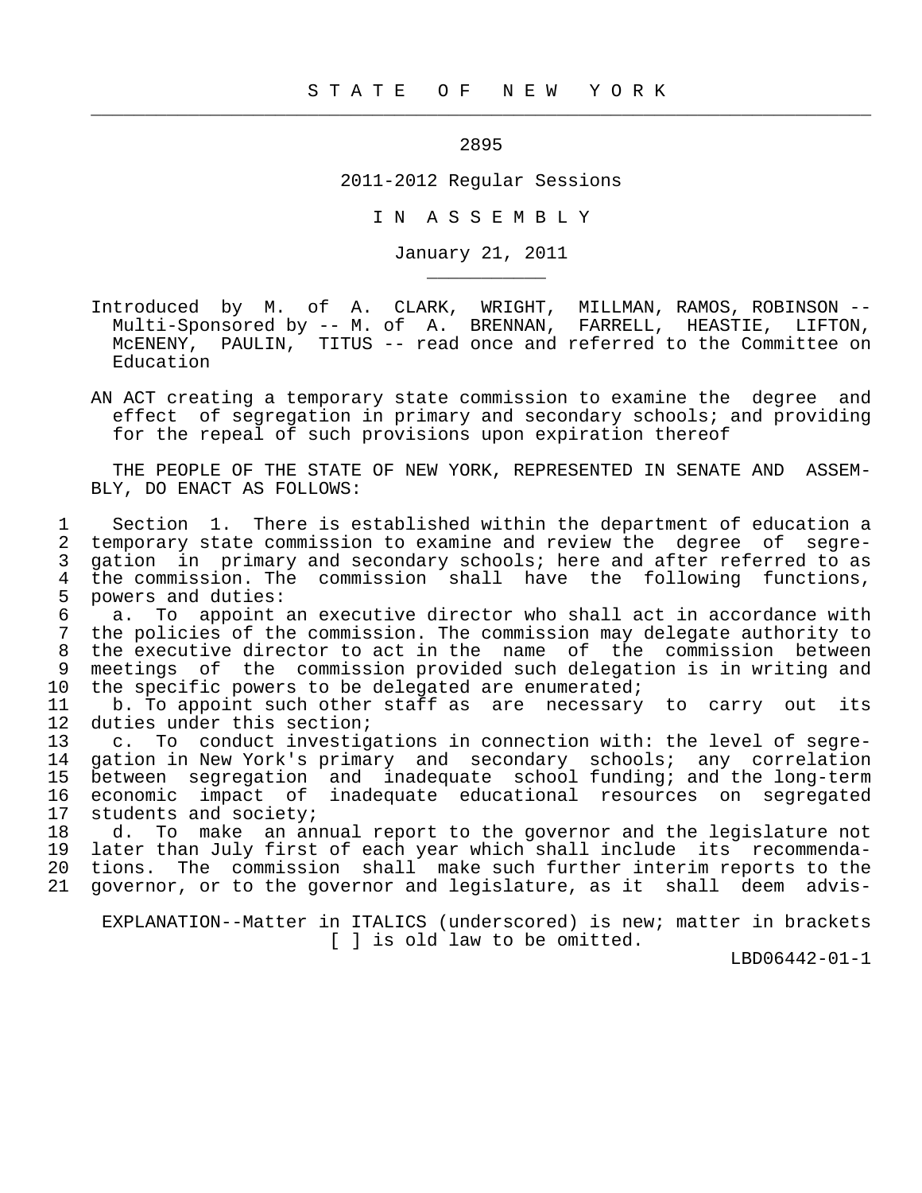# S T A T E O F N E W Y O R K

2895

2011-2012 Regular Sessions

I N A S S E M B L Y

January 21, 2011

Introduced by M. of A. CLARK, WRIGHT, MILLMAN, RAMOS, ROBINSON -- Multi-Sponsored by -- M. of A. BRENNAN, FARRELL, HEASTIE, LIFTON, McENENY, PAULIN, TITUS -- read once and referred to the Committee on Education

AN ACT creating a temporary state commission to examine the degree and effect of segregation in primary and secondary schools; and providing for the repeal of such provisions upon expiration thereof

THE PEOPLE OF THE STATE OF NEW YORK, REPRESENTED IN SENATE AND ASSEMBLY, DO ENACT AS FOLLOWS:

1 Section 1. There is established within the department of education a
2 temporary state commission to examine and review the degree of segre-
3 gation in primary and secondary schools; here and after referred to as
4 the commission. The commission shall have the following functions,
5 powers and duties:
6 a. To appoint an executive director who shall act in accordance with
7 the policies of the commission. The commission may delegate authority to
8 the executive director to act in the name of the commission between
9 meetings of the commission provided such delegation is in writing and
10 the specific powers to be delegated are enumerated;
11 b. To appoint such other staff as are necessary to carry out its
12 duties under this section;
13 c. To conduct investigations in connection with: the level of segre-
14 gation in New York's primary and secondary schools; any correlation
15 between segregation and inadequate school funding; and the long-term
16 economic impact of inadequate educational resources on segregated
17 students and society;
18 d. To make an annual report to the governor and the legislature not
19 later than July first of each year which shall include its recommenda-
20 tions. The commission shall make such further interim reports to the
21 governor, or to the governor and legislature, as it shall deem advis-

EXPLANATION--Matter in ITALICS (underscored) is new; matter in brackets [ ] is old law to be omitted.

LBD06442-01-1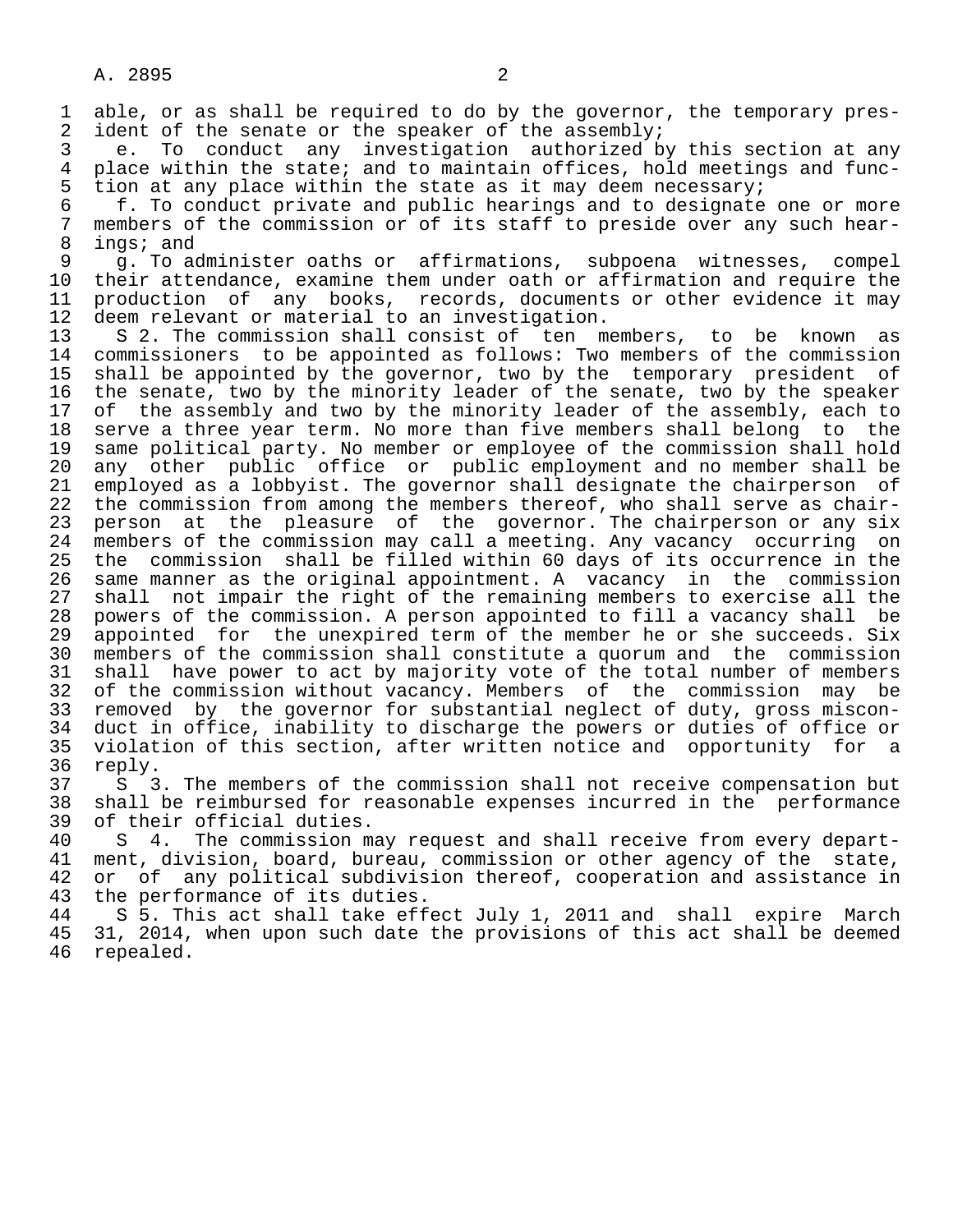able, or as shall be required to do by the governor, the temporary president of the senate or the speaker of the assembly;

e. To conduct any investigation authorized by this section at any place within the state; and to maintain offices, hold meetings and function at any place within the state as it may deem necessary;

f. To conduct private and public hearings and to designate one or more members of the commission or of its staff to preside over any such hearings; and

g. To administer oaths or affirmations, subpoena witnesses, compel their attendance, examine them under oath or affirmation and require the production of any books, records, documents or other evidence it may deem relevant or material to an investigation.

S 2. The commission shall consist of ten members, to be known as commissioners to be appointed as follows: Two members of the commission shall be appointed by the governor, two by the temporary president of the senate, two by the minority leader of the senate, two by the speaker of the assembly and two by the minority leader of the assembly, each to serve a three year term. No more than five members shall belong to the same political party. No member or employee of the commission shall hold any other public office or public employment and no member shall be employed as a lobbyist. The governor shall designate the chairperson of the commission from among the members thereof, who shall serve as chairperson at the pleasure of the governor. The chairperson or any six members of the commission may call a meeting. Any vacancy occurring on the commission shall be filled within 60 days of its occurrence in the same manner as the original appointment. A vacancy in the commission shall not impair the right of the remaining members to exercise all the powers of the commission. A person appointed to fill a vacancy shall be appointed for the unexpired term of the member he or she succeeds. Six members of the commission shall constitute a quorum and the commission shall have power to act by majority vote of the total number of members of the commission without vacancy. Members of the commission may be removed by the governor for substantial neglect of duty, gross misconduct in office, inability to discharge the powers or duties of office or violation of this section, after written notice and opportunity for a reply.

S 3. The members of the commission shall not receive compensation but shall be reimbursed for reasonable expenses incurred in the performance of their official duties.

S 4. The commission may request and shall receive from every department, division, board, bureau, commission or other agency of the state, or of any political subdivision thereof, cooperation and assistance in the performance of its duties.

S 5. This act shall take effect July 1, 2011 and shall expire March 31, 2014, when upon such date the provisions of this act shall be deemed repealed.